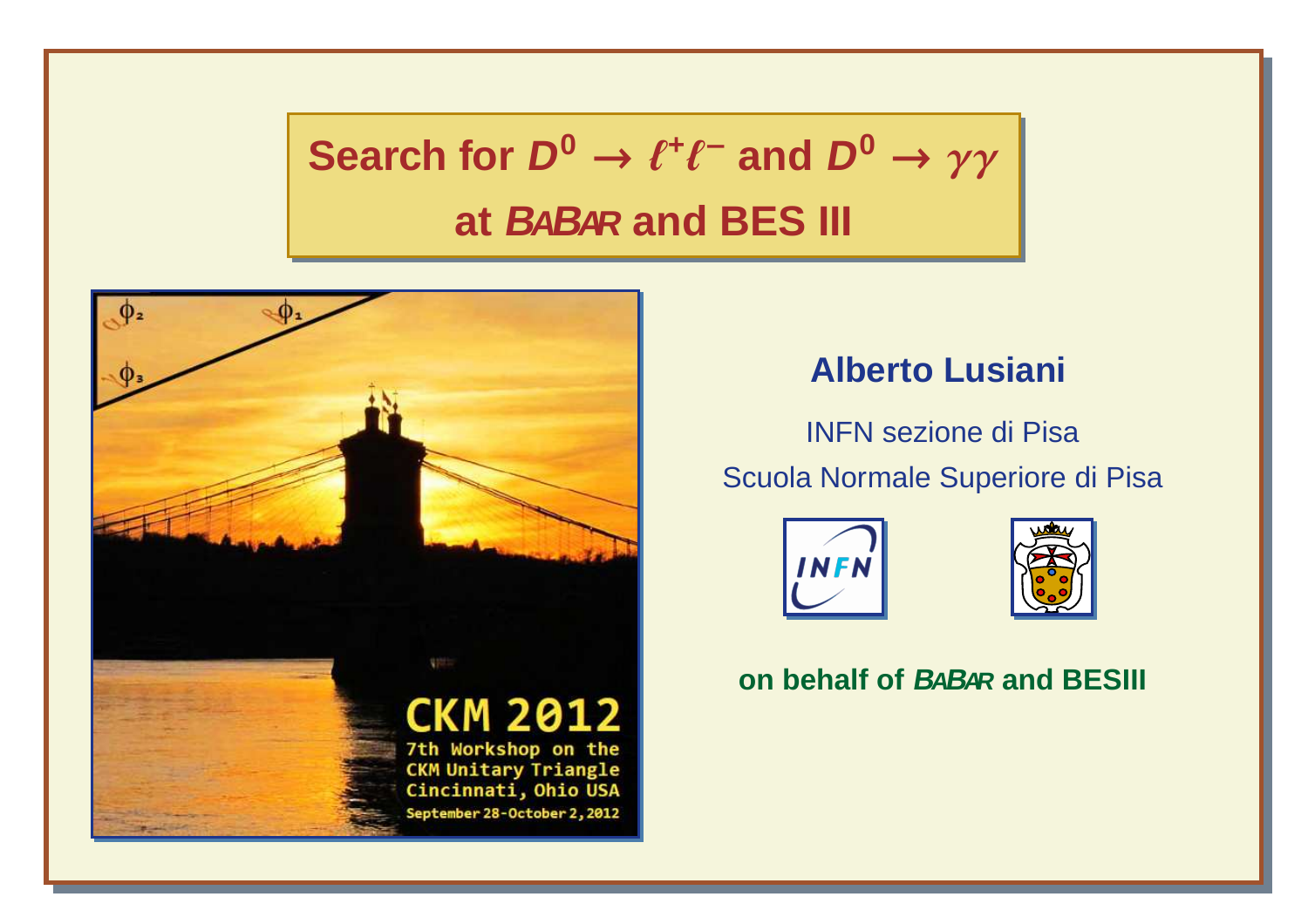# Search for $D^0 \to \ell^+\ell^-$ and $D^0 \to \gamma\gamma$ at *BABAR* and BES III

**Alberto Lusiani**

INFN sezione di Pisa

Scuola Normale Superiore di Pisa

**on behalf of *BABAR* and BESIII**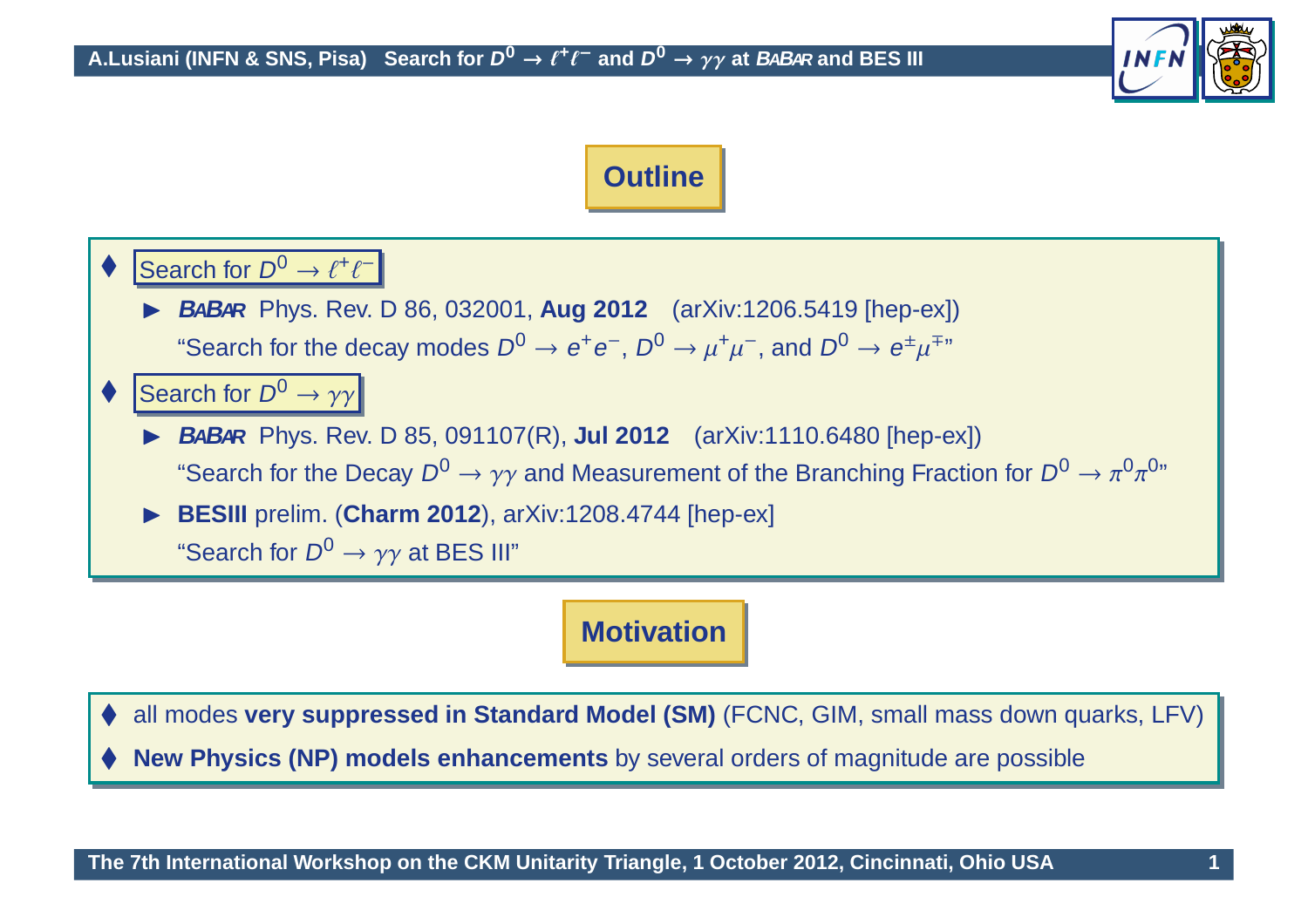## Outline

- Search for $D^0 \to \ell^+\ell^-$
  - ***BaBar*** Phys. Rev. D 86, 032001, **Aug 2012** (arXiv:1206.5419 [hep-ex])
    "Search for the decay modes $D^0 \to e^+e^-$, $D^0 \to \mu^+\mu^-$, and $D^0 \to e^\pm\mu^\mp$"
- Search for $D^0 \to \gamma\gamma$
  - ***BaBar*** Phys. Rev. D 85, 091107(R), **Jul 2012** (arXiv:1110.6480 [hep-ex])
    "Search for the Decay $D^0 \to \gamma\gamma$ and Measurement of the Branching Fraction for $D^0 \to \pi^0\pi^0$"
  - **BESIII** prelim. (**Charm 2012**), arXiv:1208.4744 [hep-ex]
    "Search for $D^0 \to \gamma\gamma$ at BES III"

## Motivation

- all modes **very suppressed in Standard Model (SM)** (FCNC, GIM, small mass down quarks, LFV)
- **New Physics (NP) models enhancements** by several orders of magnitude are possible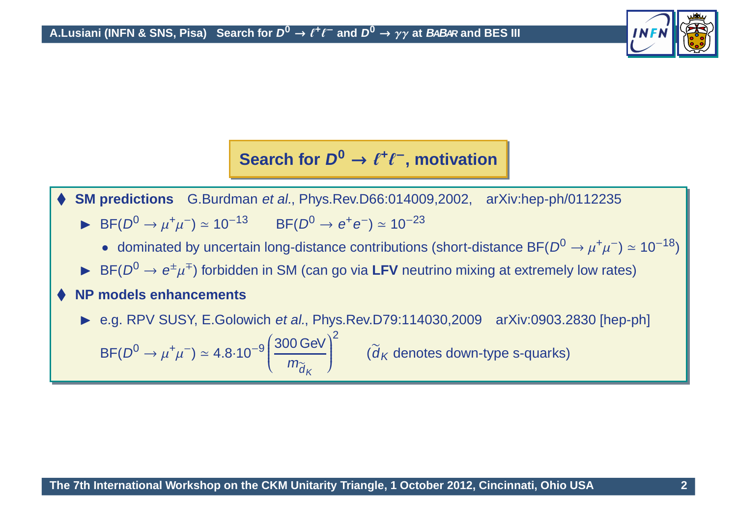## Search for $D^0 \to \ell^+\ell^-$, motivation

- **SM predictions** G.Burdman *et al.*, Phys.Rev.D66:014009,2002, arXiv:hep-ph/0112235
  - BF($D^0 \to \mu^+\mu^-$) $\simeq 10^{-13}$ BF($D^0 \to e^+e^-$) $\simeq 10^{-23}$
    - dominated by uncertain long-distance contributions (short-distance BF($D^0 \to \mu^+\mu^-$) $\simeq 10^{-18}$)
  - BF($D^0 \to e^\pm\mu^\mp$) forbidden in SM (can go via **LFV** neutrino mixing at extremely low rates)
- **NP models enhancements**
  - e.g. RPV SUSY, E.Golowich *et al.*, Phys.Rev.D79:114030,2009 arXiv:0903.2830 [hep-ph]

    $$\text{BF}(D^0 \to \mu^+\mu^-) \simeq 4.8 \cdot 10^{-9} \left( \frac{300\,\text{GeV}}{m_{\tilde{d}_K}} \right)^2$$

    ($\tilde{d}_K$ denotes down-type s-quarks)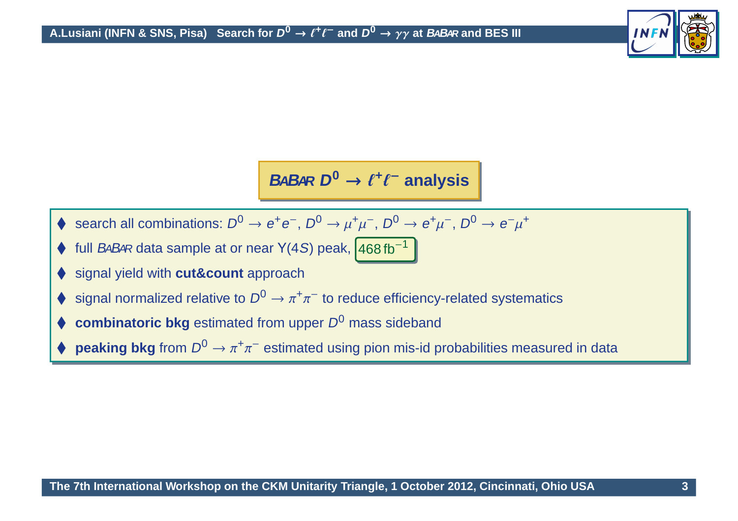## BABAR $D^0 \to \ell^+\ell^-$ analysis

- search all combinations: $D^0 \to e^+e^-$, $D^0 \to \mu^+\mu^-$, $D^0 \to e^+\mu^-$, $D^0 \to e^-\mu^+$
- full BABAR data sample at or near $\Upsilon(4S)$ peak, $468\,\text{fb}^{-1}$
- signal yield with **cut&count** approach
- signal normalized relative to $D^0 \to \pi^+\pi^-$ to reduce efficiency-related systematics
- **combinatoric bkg** estimated from upper $D^0$ mass sideband
- **peaking bkg** from $D^0 \to \pi^+\pi^-$ estimated using pion mis-id probabilities measured in data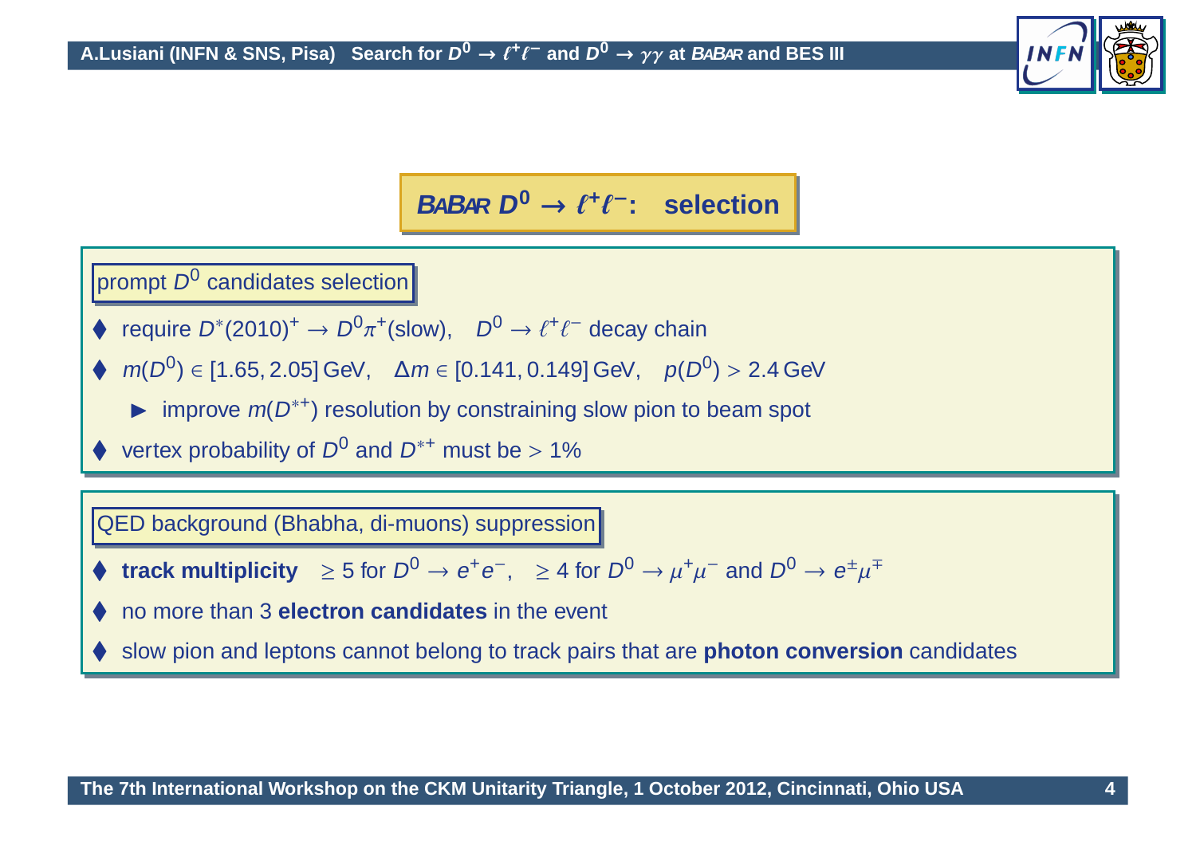# BABAR $D^0 \to \ell^+\ell^-$: selection

## prompt $D^0$ candidates selection

- require $D^*(2010)^+ \to D^0\pi^+(\text{slow})$, $D^0 \to \ell^+\ell^-$ decay chain
- $m(D^0) \in [1.65, 2.05]\,\text{GeV}$, $\Delta m \in [0.141, 0.149]\,\text{GeV}$, $p(D^0) > 2.4\,\text{GeV}$
  - improve $m(D^{*+})$ resolution by constraining slow pion to beam spot
- vertex probability of $D^0$ and $D^{*+}$ must be $> 1\%$

## QED background (Bhabha, di-muons) suppression

- **track multiplicity** $\geq 5$ for $D^0 \to e^+e^-$, $\geq 4$ for $D^0 \to \mu^+\mu^-$ and $D^0 \to e^\pm\mu^\mp$
- no more than 3 **electron candidates** in the event
- slow pion and leptons cannot belong to track pairs that are **photon conversion** candidates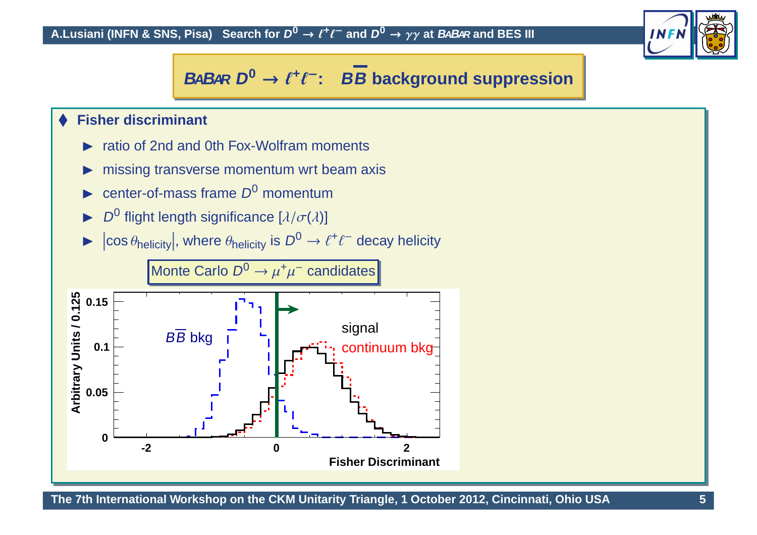# BABAR $D^0 \to \ell^+\ell^-$: $B\overline{B}$ background suppression

- **Fisher discriminant**
  - ratio of 2nd and 0th Fox-Wolfram moments
  - missing transverse momentum wrt beam axis
  - center-of-mass frame $D^0$ momentum
  - $D^0$ flight length significance $[\lambda/\sigma(\lambda)]$
  - $|\cos\theta_{\text{helicity}}|$, where $\theta_{\text{helicity}}$ is $D^0 \to \ell^+\ell^-$ decay helicity

Monte Carlo $D^0 \to \mu^+\mu^-$ candidates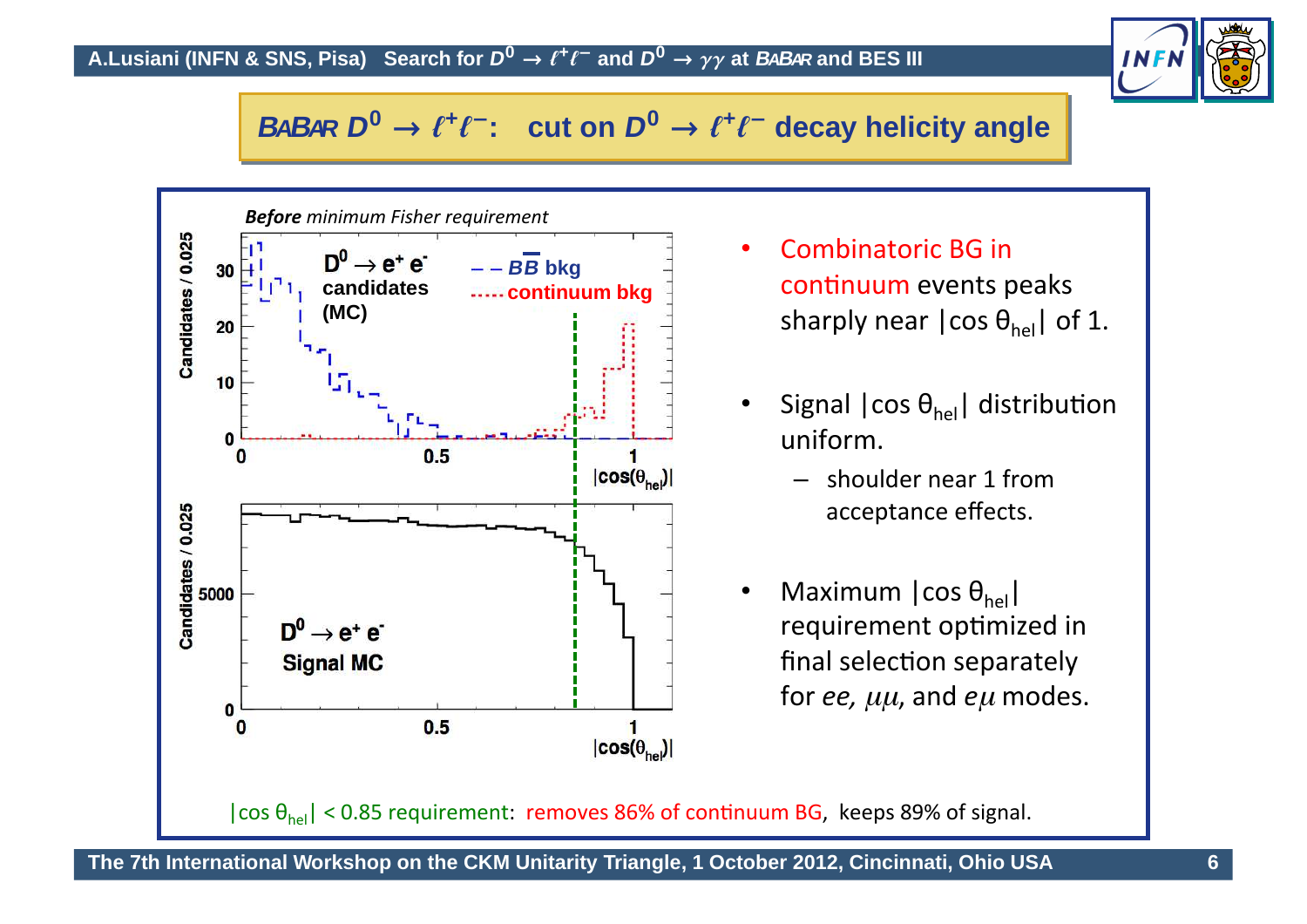## BABAR $D^0 \to \ell^+\ell^-$: cut on $D^0 \to \ell^+\ell^-$ decay helicity angle

*Before* minimum Fisher requirement

- Combinatoric BG in continuum events peaks sharply near $|\cos\theta_{hel}|$ of 1.
- Signal $|\cos\theta_{hel}|$ distribution uniform.
  - shoulder near 1 from acceptance effects.
- Maximum $|\cos\theta_{hel}|$ requirement optimized in final selection separately for *ee*, $\mu\mu$, and $e\mu$ modes.

$|\cos\theta_{hel}| < 0.85$ requirement: removes 86% of continuum BG, keeps 89% of signal.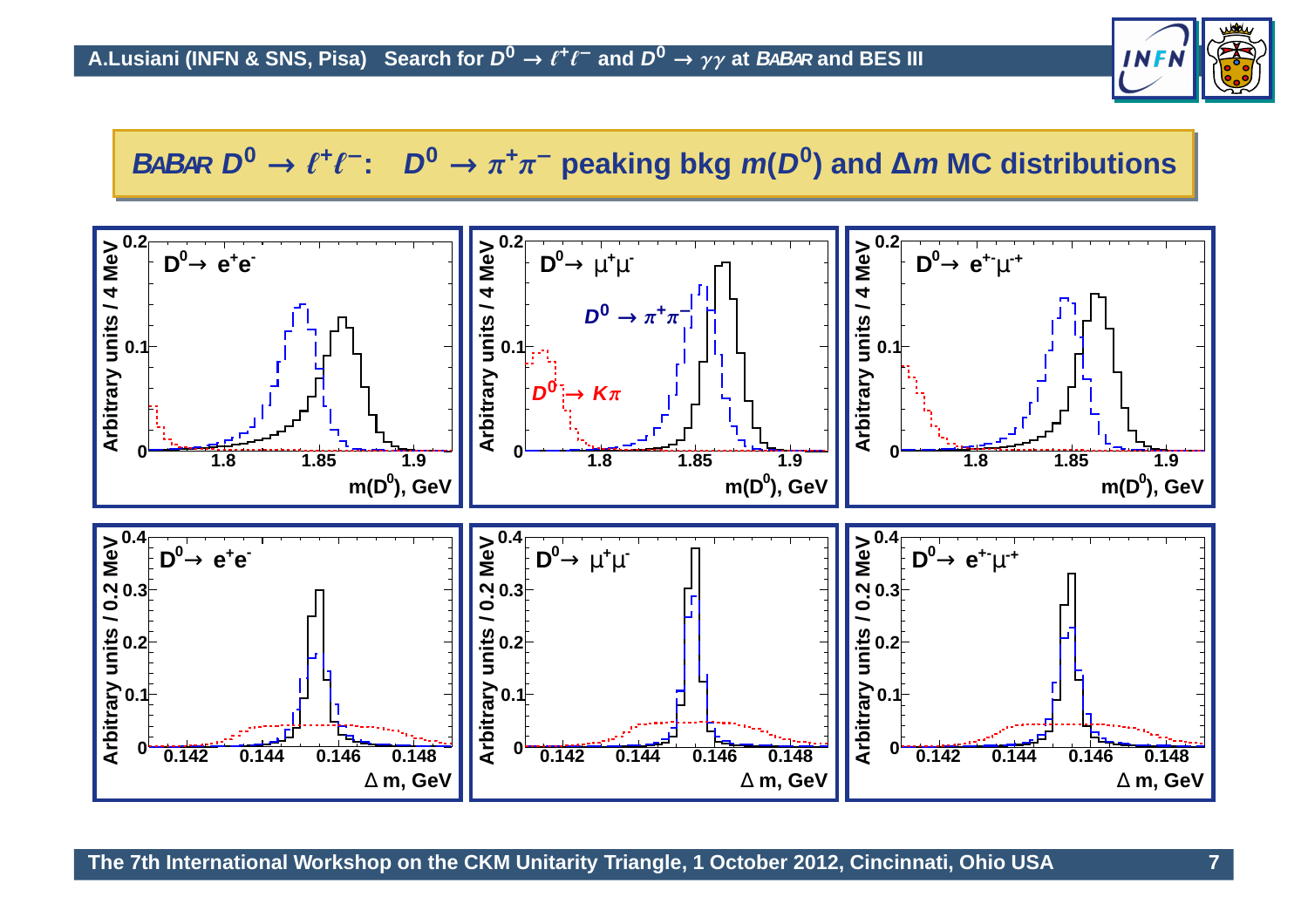## *BABAR* $D^0 \to \ell^+\ell^-$: $D^0 \to \pi^+\pi^-$ peaking bkg $m(D^0)$ and $\Delta m$ MC distributions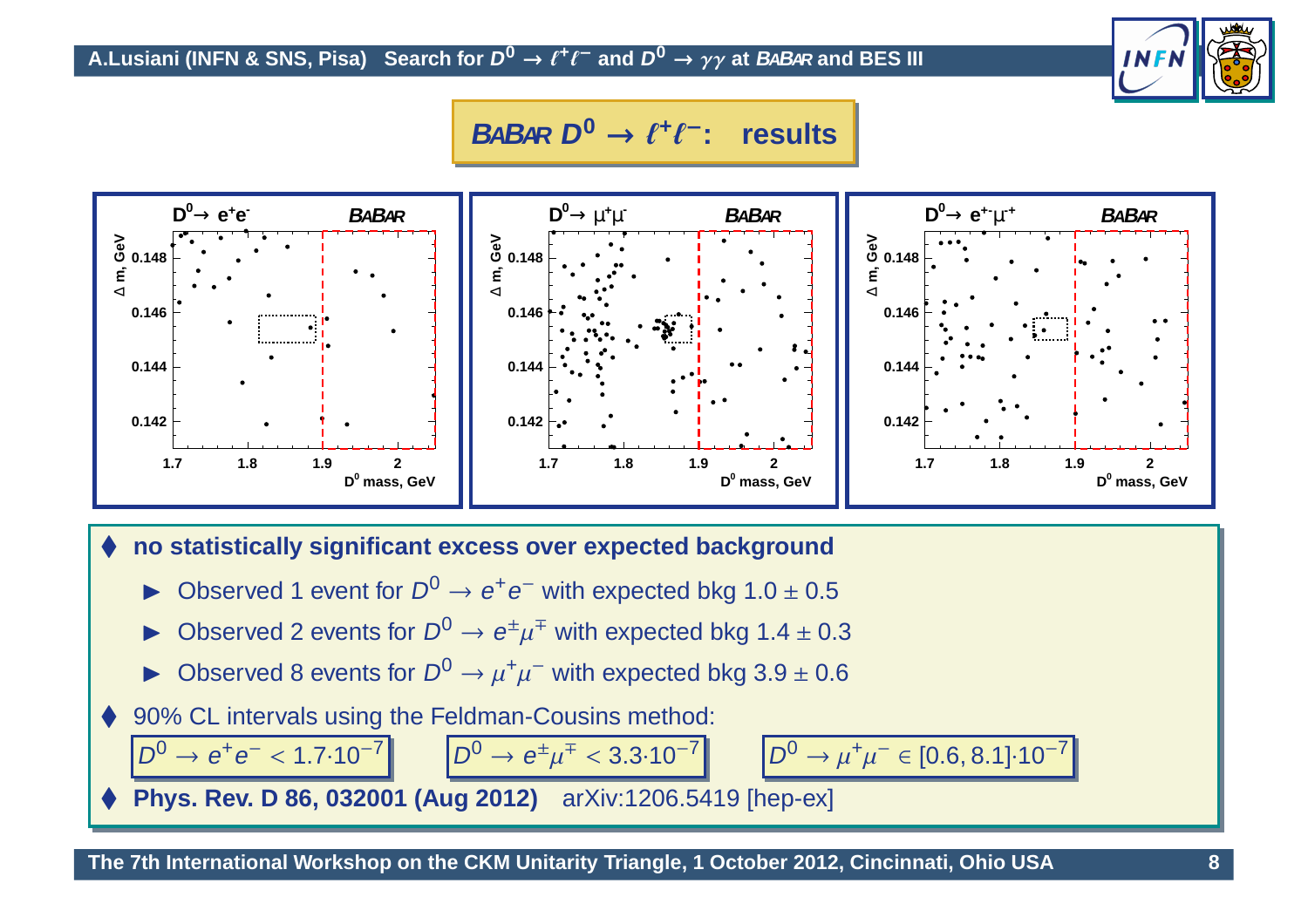# BaBar $D^0 \to \ell^+\ell^-$: results

- **no statistically significant excess over expected background**
  - Observed 1 event for $D^0 \to e^+e^-$ with expected bkg $1.0 \pm 0.5$
  - Observed 2 events for $D^0 \to e^\pm\mu^\mp$ with expected bkg $1.4 \pm 0.3$
  - Observed 8 events for $D^0 \to \mu^+\mu^-$ with expected bkg $3.9 \pm 0.6$
- 90% CL intervals using the Feldman-Cousins method:

  $D^0 \to e^+e^- < 1.7 \cdot 10^{-7}$ $D^0 \to e^\pm\mu^\mp < 3.3 \cdot 10^{-7}$ $D^0 \to \mu^+\mu^- \in [0.6, 8.1] \cdot 10^{-7}$
- **Phys. Rev. D 86, 032001 (Aug 2012)** arXiv:1206.5419 [hep-ex]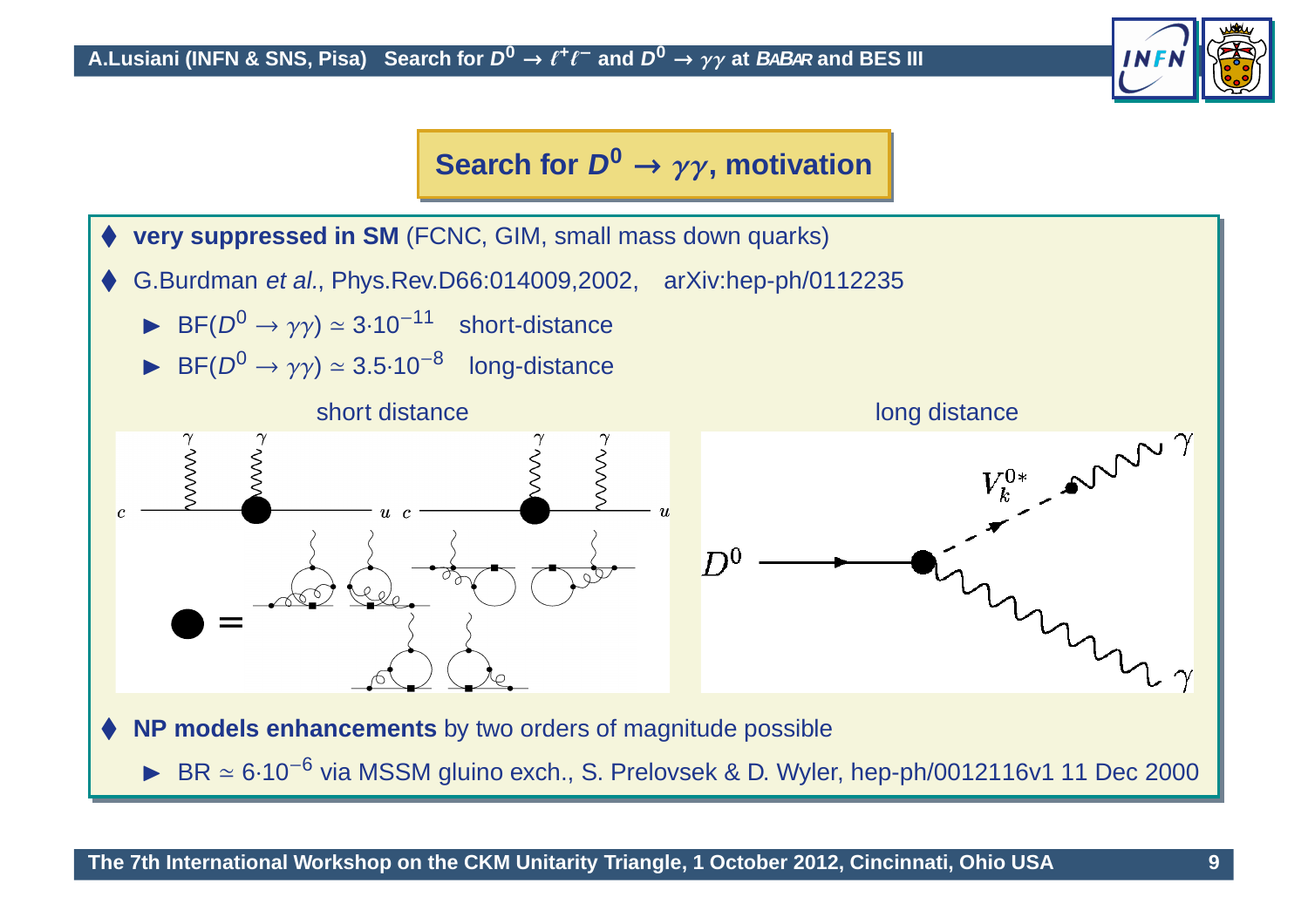## Search for $D^0 \to \gamma\gamma$, motivation

- **very suppressed in SM** (FCNC, GIM, small mass down quarks)
- G.Burdman *et al.*, Phys.Rev.D66:014009,2002, arXiv:hep-ph/0112235
  - BF($D^0 \to \gamma\gamma$) $\simeq 3{\cdot}10^{-11}$ short-distance
  - BF($D^0 \to \gamma\gamma$) $\simeq 3.5{\cdot}10^{-8}$ long-distance

short distance

long distance

- **NP models enhancements** by two orders of magnitude possible
  - BR $\simeq 6{\cdot}10^{-6}$ via MSSM gluino exch., S. Prelovsek & D. Wyler, hep-ph/0012116v1 11 Dec 2000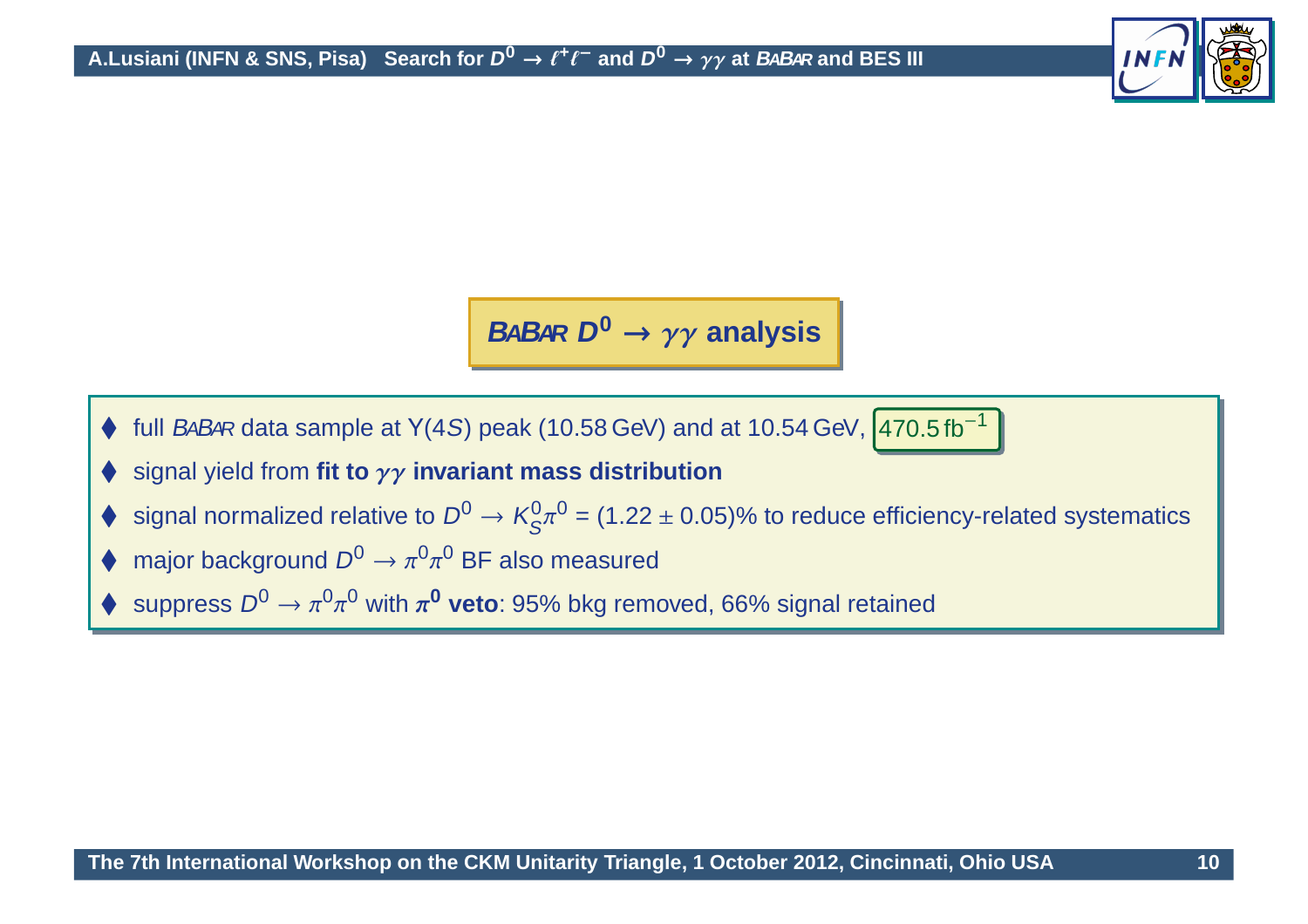## *BABAR* $D^0 \to \gamma\gamma$ analysis

- full *BABAR* data sample at $\Upsilon(4S)$ peak (10.58 GeV) and at 10.54 GeV, $470.5\,\text{fb}^{-1}$
- signal yield from **fit to $\gamma\gamma$ invariant mass distribution**
- signal normalized relative to $D^0 \to K^0_S\pi^0 = (1.22 \pm 0.05)\%$ to reduce efficiency-related systematics
- major background $D^0 \to \pi^0\pi^0$ BF also measured
- suppress $D^0 \to \pi^0\pi^0$ with **$\pi^0$ veto**: 95% bkg removed, 66% signal retained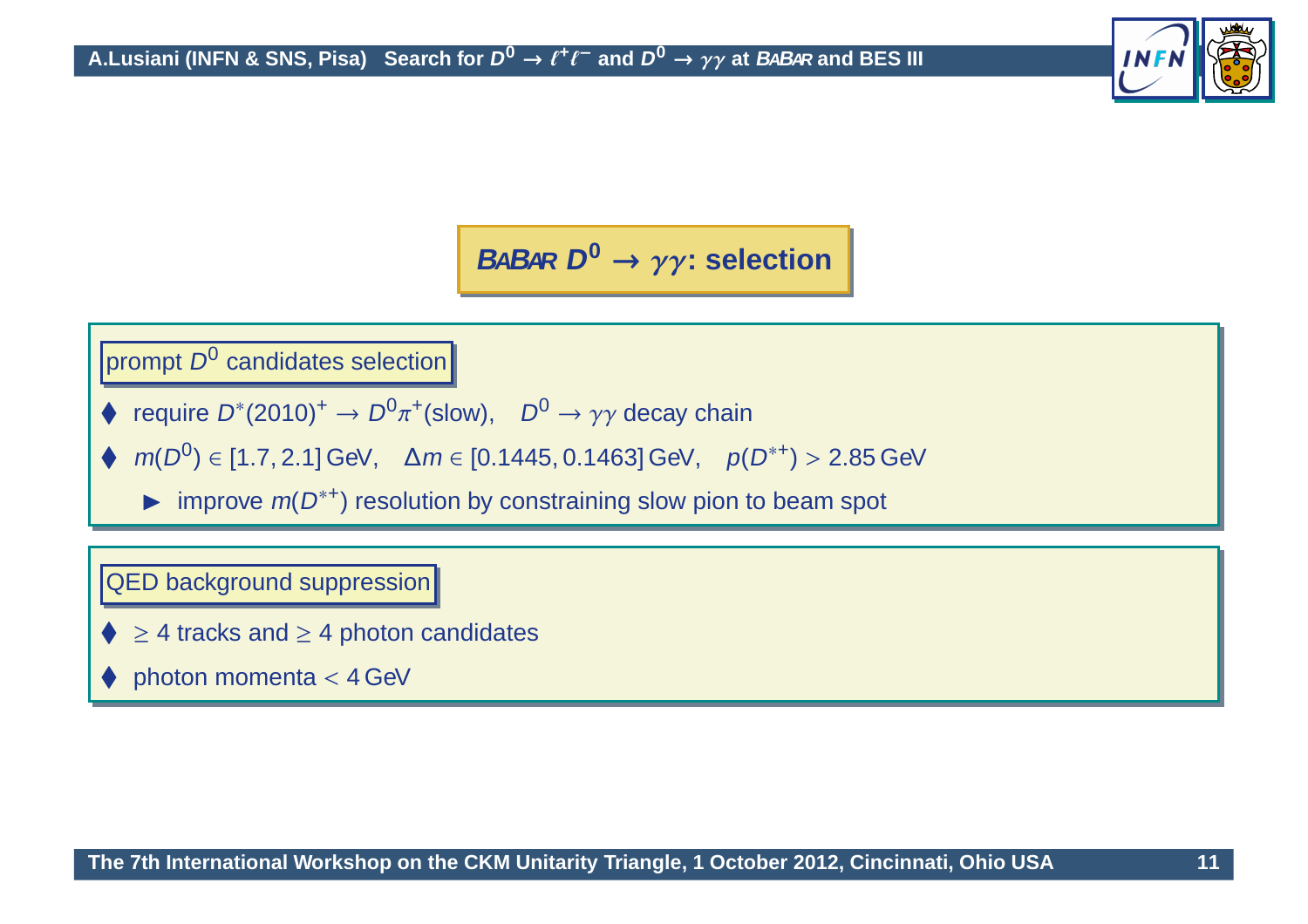# *BABAR* $D^0 \to \gamma\gamma$: selection

## prompt $D^0$ candidates selection

- require $D^*(2010)^+ \to D^0\pi^+(\text{slow})$, $\quad D^0 \to \gamma\gamma$ decay chain
- $m(D^0) \in [1.7, 2.1]\,\text{GeV}$, $\quad \Delta m \in [0.1445, 0.1463]\,\text{GeV}$, $\quad p(D^{*+}) > 2.85\,\text{GeV}$
  - improve $m(D^{*+})$ resolution by constraining slow pion to beam spot

## QED background suppression

- $\geq 4$ tracks and $\geq 4$ photon candidates
- photon momenta $< 4\,\text{GeV}$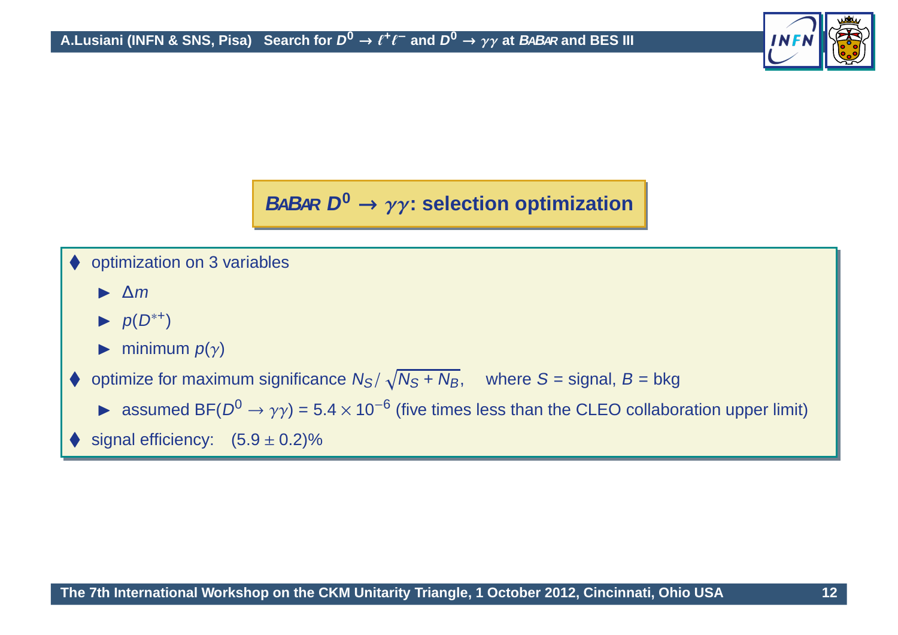## BABAR $D^0 \to \gamma\gamma$: selection optimization

- optimization on 3 variables
  - $\Delta m$
  - $p(D^{*+})$
  - minimum $p(\gamma)$
- optimize for maximum significance $N_S / \sqrt{N_S + N_B}$,  where $S$ = signal, $B$ = bkg
  - assumed $\text{BF}(D^0 \to \gamma\gamma) = 5.4 \times 10^{-6}$ (five times less than the CLEO collaboration upper limit)
- signal efficiency: $(5.9 \pm 0.2)\%$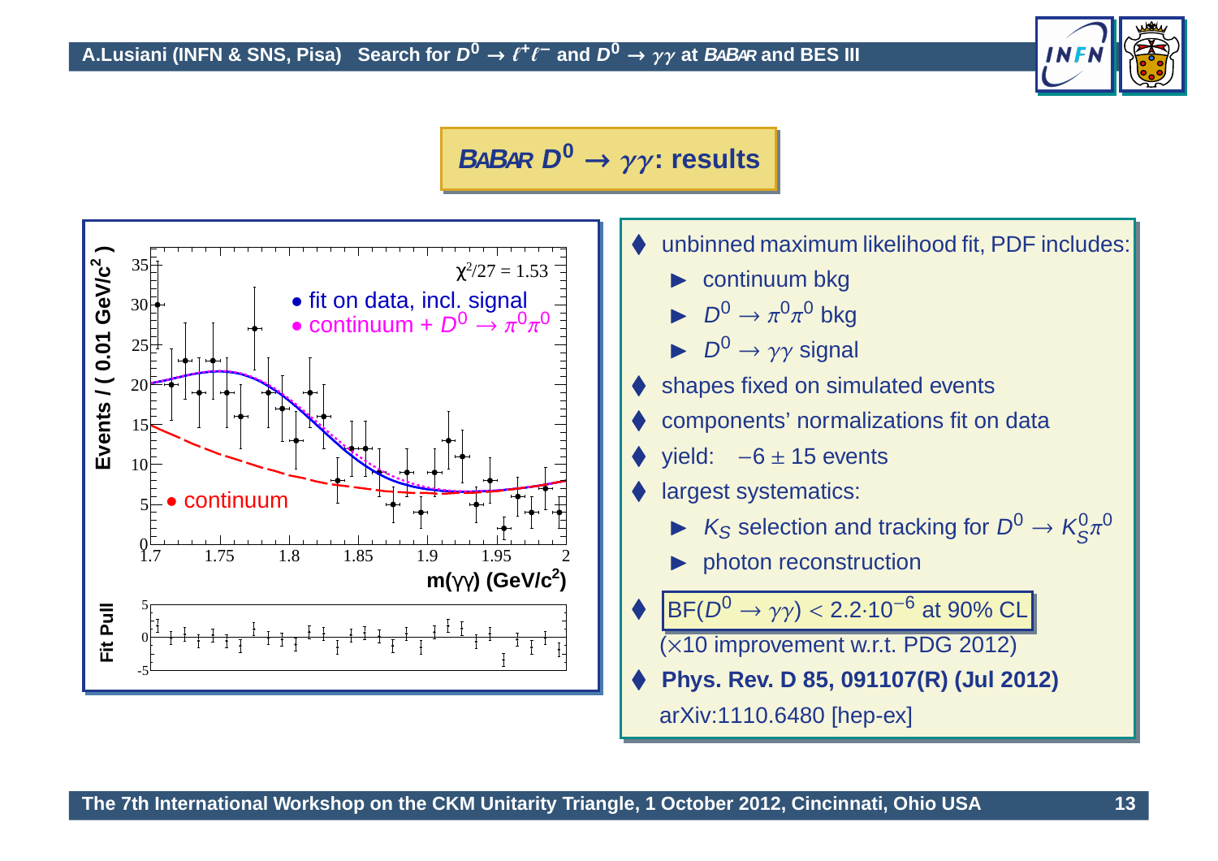# BABAR $D^0 \to \gamma\gamma$: results

- unbinned maximum likelihood fit, PDF includes:
  - continuum bkg
  - $D^0 \to \pi^0\pi^0$ bkg
  - $D^0 \to \gamma\gamma$ signal
- shapes fixed on simulated events
- components' normalizations fit on data
- yield: $-6 \pm 15$ events
- largest systematics:
  - $K_S$ selection and tracking for $D^0 \to K^0_S\pi^0$
  - photon reconstruction
- $BF(D^0 \to \gamma\gamma) < 2.2 \cdot 10^{-6}$ at 90% CL  
  ($\times$10 improvement w.r.t. PDG 2012)
- **Phys. Rev. D 85, 091107(R) (Jul 2012)**  
  arXiv:1110.6480 [hep-ex]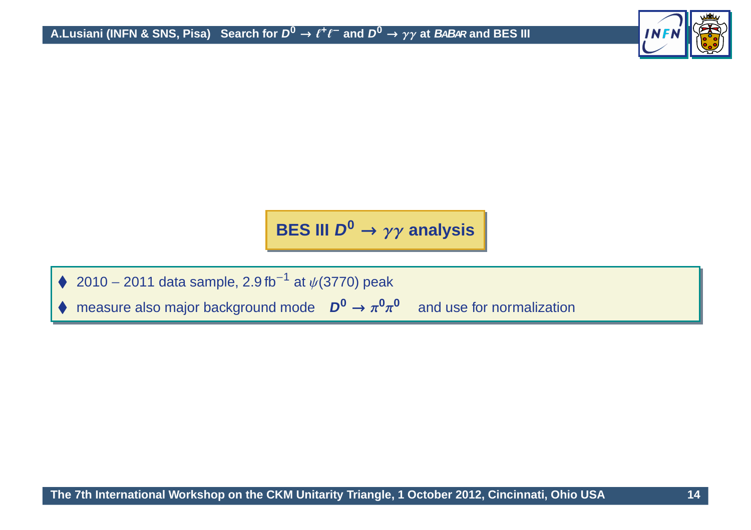# BES III $D^0 \to \gamma\gamma$ analysis

- 2010 – 2011 data sample, 2.9 $\text{fb}^{-1}$ at $\psi(3770)$ peak
- measure also major background mode $D^0 \to \pi^0\pi^0$ and use for normalization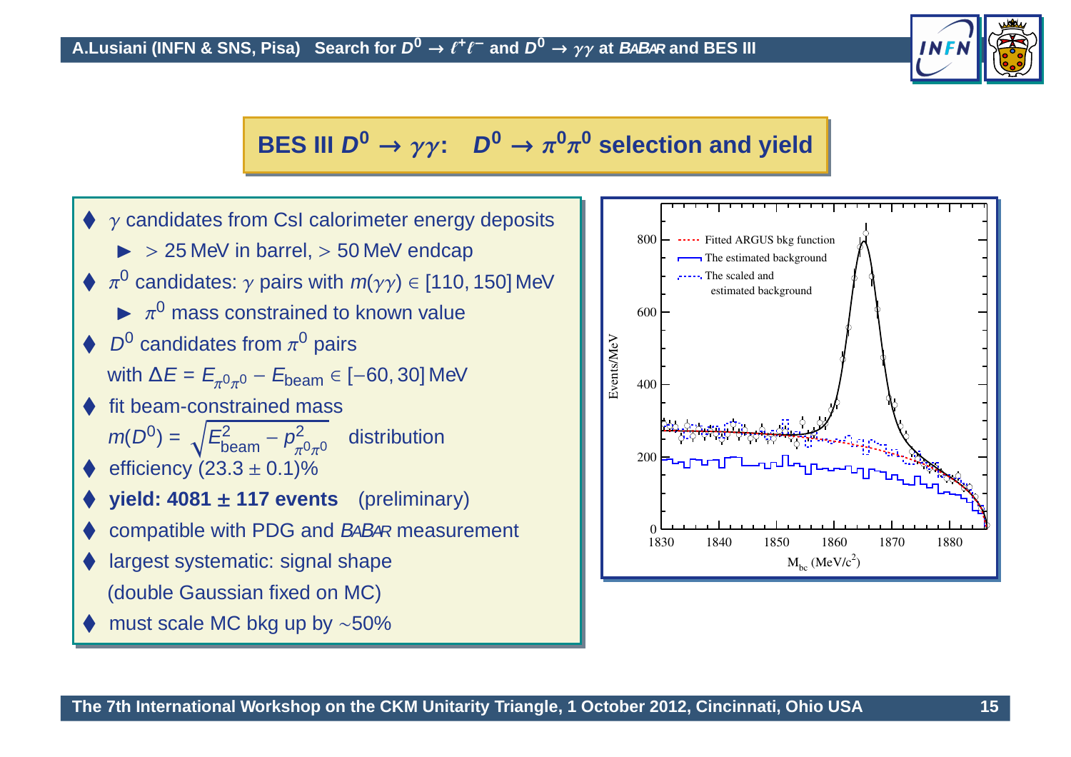# BES III $D^0 \to \gamma\gamma$: $D^0 \to \pi^0\pi^0$ selection and yield

- $\gamma$ candidates from CsI calorimeter energy deposits
  - $> 25$ MeV in barrel, $> 50$ MeV endcap
- $\pi^0$ candidates: $\gamma$ pairs with $m(\gamma\gamma) \in [110, 150]$ MeV
  - $\pi^0$ mass constrained to known value
- $D^0$ candidates from $\pi^0$ pairs with $\Delta E = E_{\pi^0\pi^0} - E_{\text{beam}} \in [-60, 30]$ MeV
- fit beam-constrained mass $m(D^0) = \sqrt{E^2_{\text{beam}} - p^2_{\pi^0\pi^0}}$ distribution
- efficiency $(23.3 \pm 0.1)\%$
- **yield: 4081 ± 117 events** (preliminary)
- compatible with PDG and *BABAR* measurement
- largest systematic: signal shape (double Gaussian fixed on MC)
- must scale MC bkg up by $\sim$50%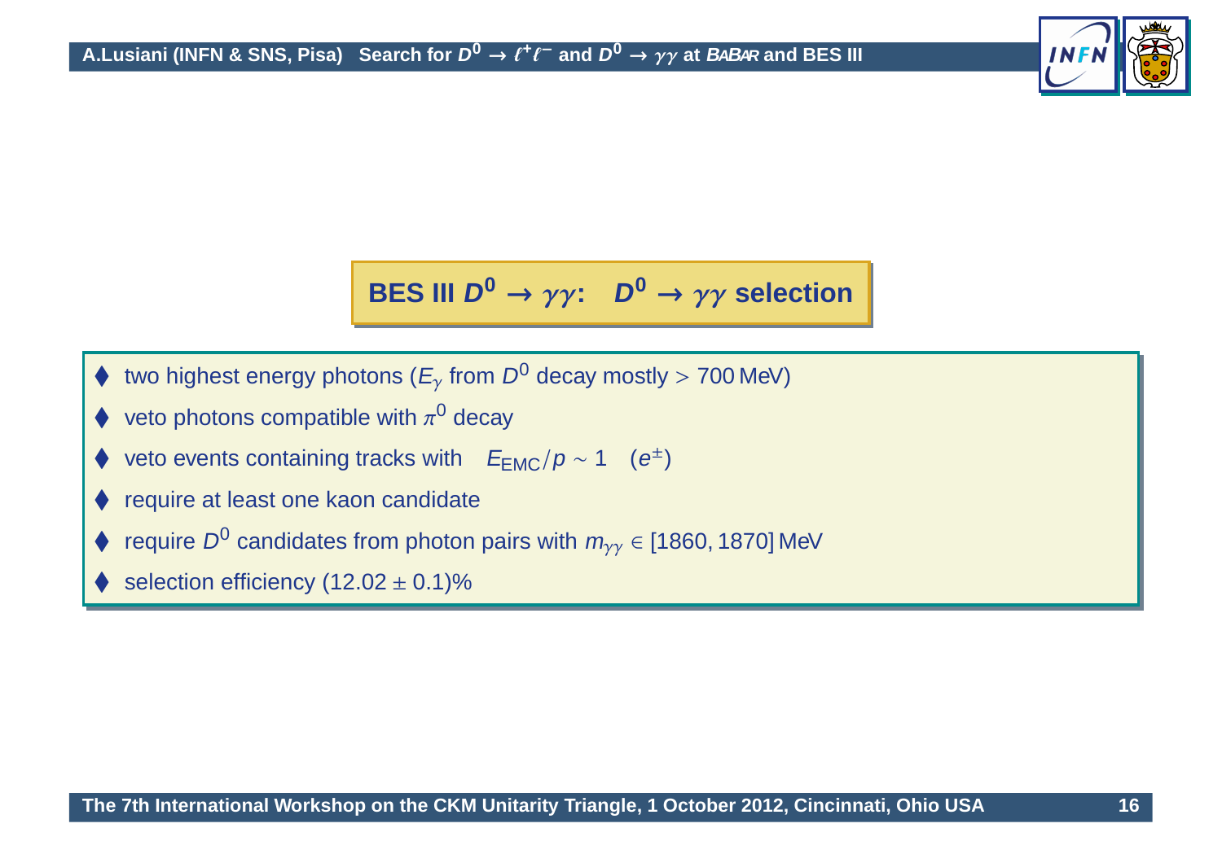## BES III $D^0 \to \gamma\gamma$: $D^0 \to \gamma\gamma$ selection

- two highest energy photons ($E_\gamma$ from $D^0$ decay mostly $> 700\,\text{MeV}$)
- veto photons compatible with $\pi^0$ decay
- veto events containing tracks with $E_{\text{EMC}}/p \sim 1$ $(e^\pm)$
- require at least one kaon candidate
- require $D^0$ candidates from photon pairs with $m_{\gamma\gamma} \in [1860, 1870]\,\text{MeV}$
- selection efficiency $(12.02 \pm 0.1)\%$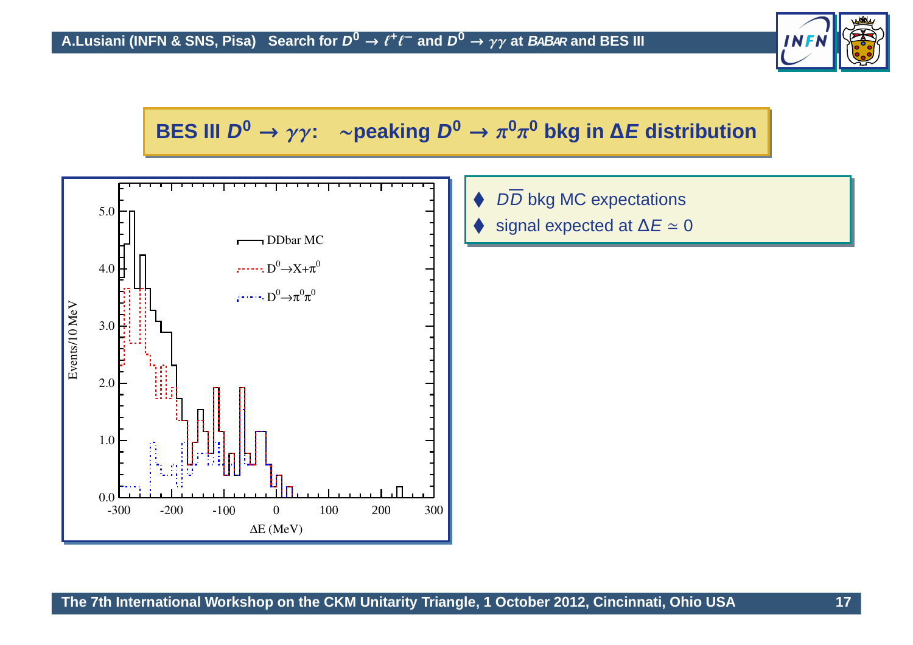## BES III $D^0 \to \gamma\gamma$: ~peaking $D^0 \to \pi^0\pi^0$ bkg in $\Delta E$ distribution

- $D\overline{D}$ bkg MC expectations
- signal expected at $\Delta E \simeq 0$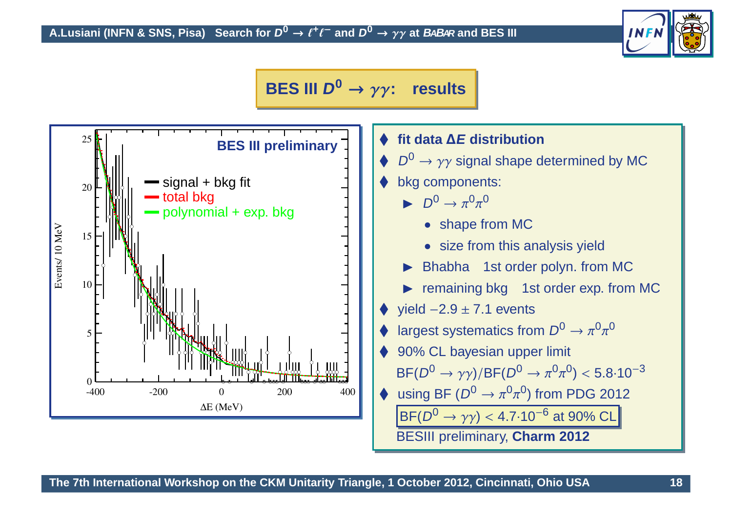## BES III $D^0 \to \gamma\gamma$: results

- **fit data $\Delta E$ distribution**
- $D^0 \to \gamma\gamma$ signal shape determined by MC
- bkg components:
  - $D^0 \to \pi^0\pi^0$
    - shape from MC
    - size from this analysis yield
  - Bhabha 1st order polyn. from MC
  - remaining bkg 1st order exp. from MC
- yield $-2.9 \pm 7.1$ events
- largest systematics from $D^0 \to \pi^0\pi^0$
- 90% CL bayesian upper limit
  $\mathrm{BF}(D^0 \to \gamma\gamma)/\mathrm{BF}(D^0 \to \pi^0\pi^0) < 5.8 \cdot 10^{-3}$
- using BF ($D^0 \to \pi^0\pi^0$) from PDG 2012
  $\mathrm{BF}(D^0 \to \gamma\gamma) < 4.7 \cdot 10^{-6}$ at 90% CL
  BESIII preliminary, **Charm 2012**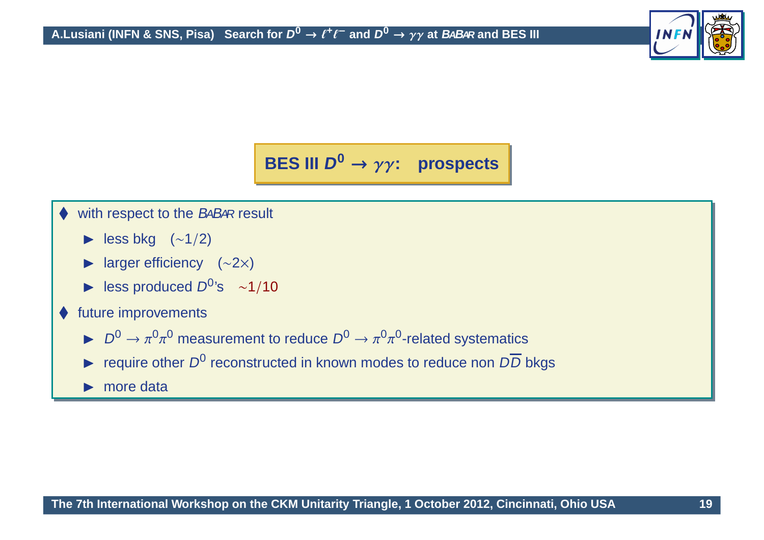## BES III $D^0 \to \gamma\gamma$: prospects

- with respect to the *BABAR* result
  - less bkg ($\sim 1/2$)
  - larger efficiency ($\sim 2\times$)
  - less produced $D^0$'s $\sim 1/10$
- future improvements
  - $D^0 \to \pi^0\pi^0$ measurement to reduce $D^0 \to \pi^0\pi^0$-related systematics
  - require other $D^0$ reconstructed in known modes to reduce non $D\overline{D}$ bkgs
  - more data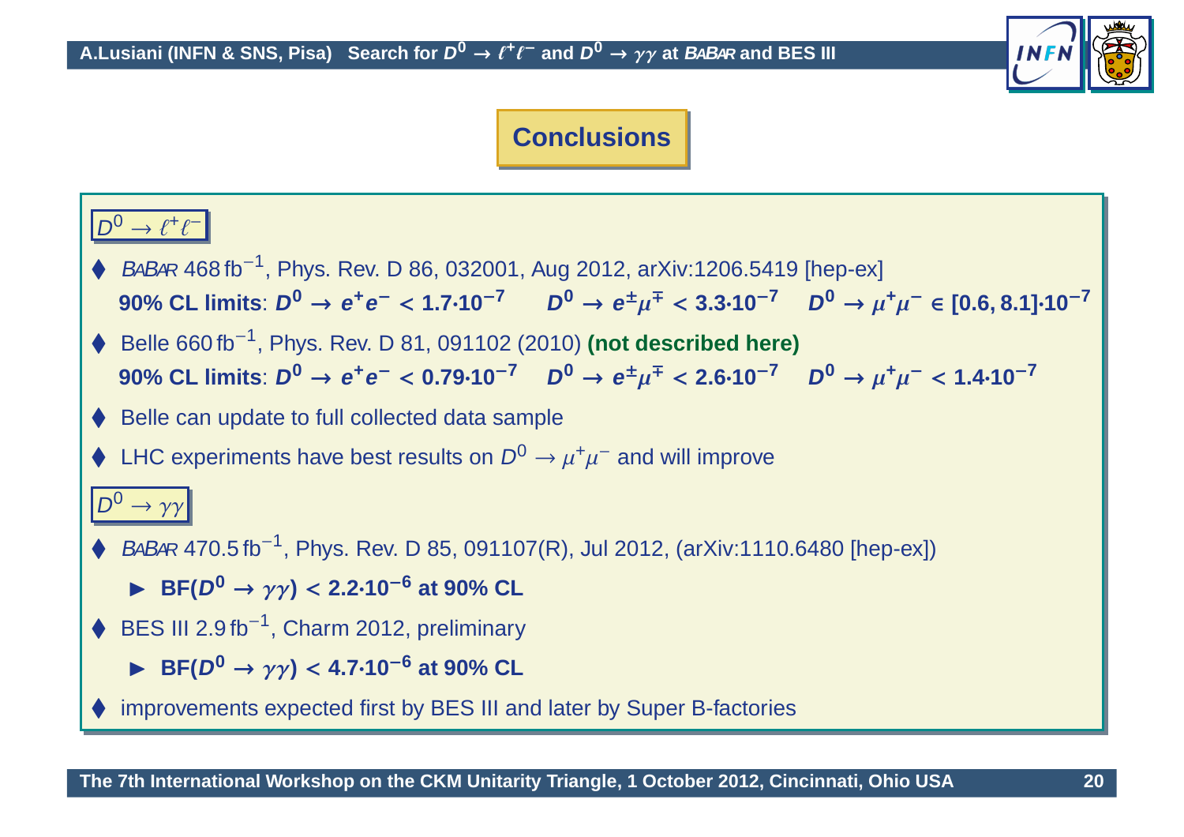# Conclusions

## $D^0 \to \ell^+\ell^-$

- *BABAR* 468 fb$^{-1}$, Phys. Rev. D 86, 032001, Aug 2012, arXiv:1206.5419 [hep-ex]
  **90% CL limits**: $D^0 \to e^+e^- < 1.7{\cdot}10^{-7}$ $D^0 \to e^\pm\mu^\mp < 3.3{\cdot}10^{-7}$ $D^0 \to \mu^+\mu^- \in [0.6, 8.1]{\cdot}10^{-7}$
- Belle 660 fb$^{-1}$, Phys. Rev. D 81, 091102 (2010) **(not described here)**
  **90% CL limits**: $D^0 \to e^+e^- < 0.79{\cdot}10^{-7}$ $D^0 \to e^\pm\mu^\mp < 2.6{\cdot}10^{-7}$ $D^0 \to \mu^+\mu^- < 1.4{\cdot}10^{-7}$
- Belle can update to full collected data sample
- LHC experiments have best results on $D^0 \to \mu^+\mu^-$ and will improve

## $D^0 \to \gamma\gamma$

- *BABAR* 470.5 fb$^{-1}$, Phys. Rev. D 85, 091107(R), Jul 2012, (arXiv:1110.6480 [hep-ex])
  - **BF($D^0 \to \gamma\gamma$) < $2.2{\cdot}10^{-6}$ at 90% CL**
- BES III 2.9 fb$^{-1}$, Charm 2012, preliminary
  - **BF($D^0 \to \gamma\gamma$) < $4.7{\cdot}10^{-6}$ at 90% CL**
- improvements expected first by BES III and later by Super B-factories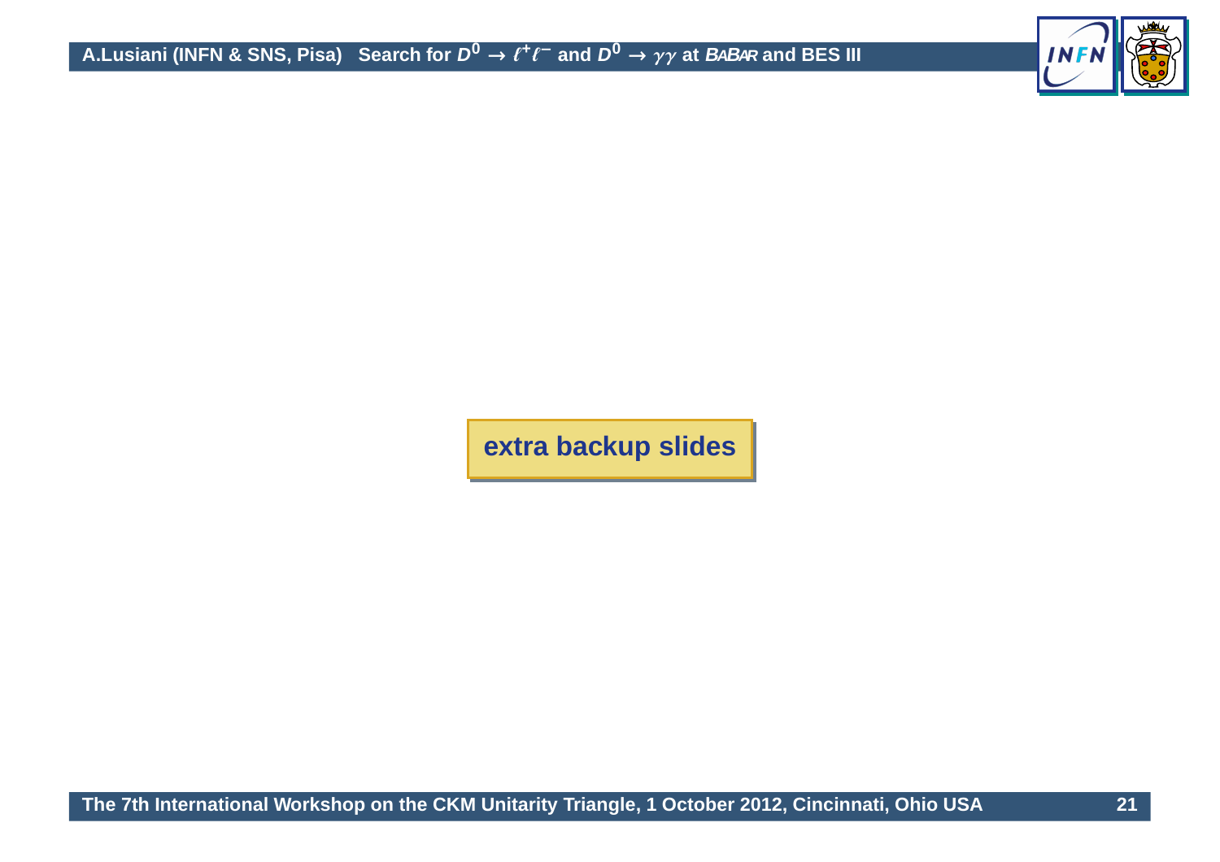**extra backup slides**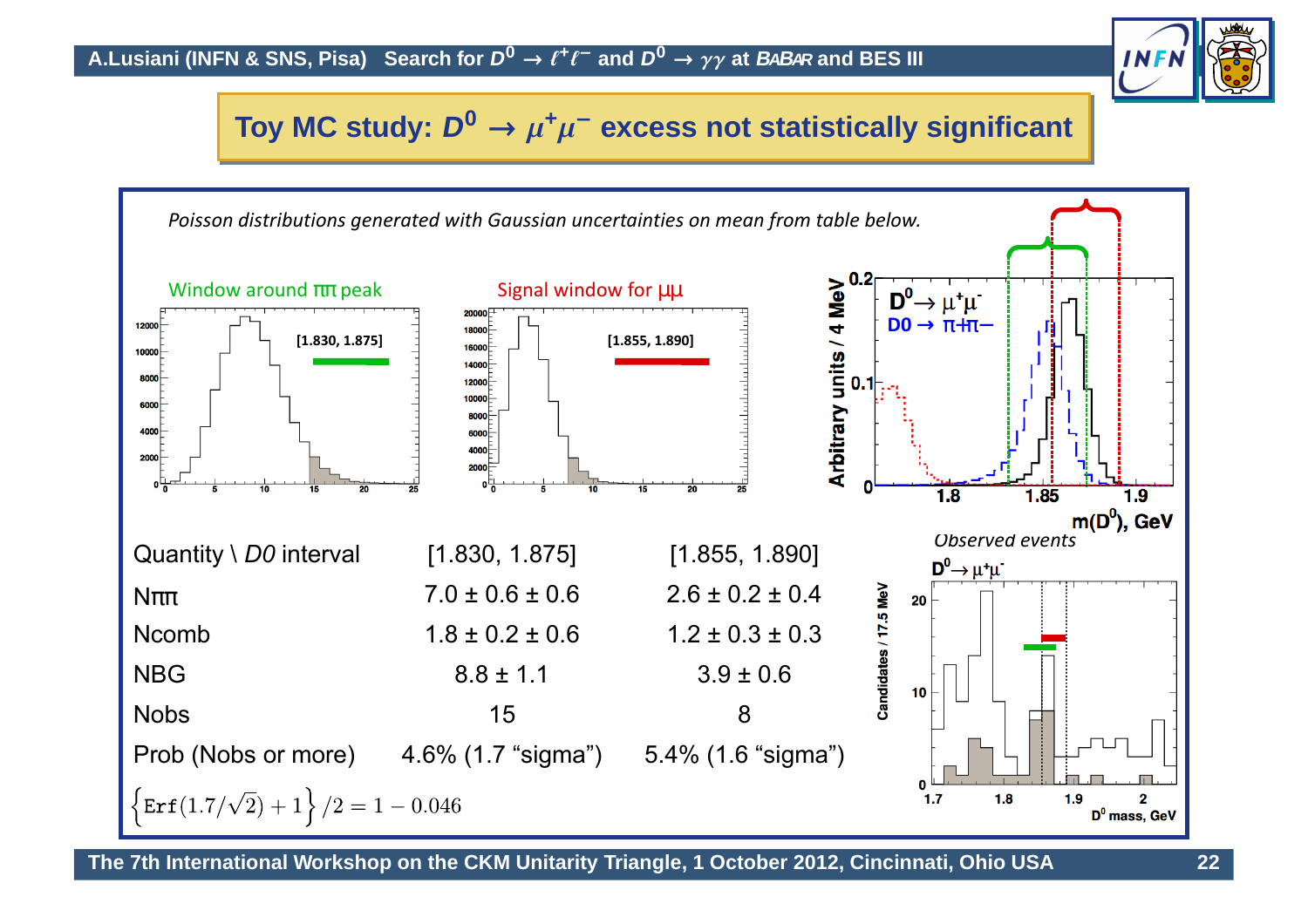# Toy MC study: $D^0 \to \mu^+\mu^-$ excess not statistically significant

*Poisson distributions generated with Gaussian uncertainties on mean from table below.*

Window around ππ peak

[1.830, 1.875]

Signal window for μμ

[1.855, 1.890]

$D^0 \to \mu^+\mu^-$

$D0 \to \pi^+\pi^-$

Arbitrary units / 4 MeV

m(D$^0$), GeV

Observed events

$D^0 \to \mu^+\mu^-$

Candidates / 17.5 MeV

D$^0$ mass, GeV

| Quantity \ *D0* interval | [1.830, 1.875] | [1.855, 1.890] |
| --- | --- | --- |
| Nππ | 7.0 ± 0.6 ± 0.6 | 2.6 ± 0.2 ± 0.4 |
| Ncomb | 1.8 ± 0.2 ± 0.6 | 1.2 ± 0.3 ± 0.3 |
| NBG | 8.8 ± 1.1 | 3.9 ± 0.6 |
| Nobs | 15 | 8 |
| Prob (Nobs or more) | 4.6% (1.7 “sigma”) | 5.4% (1.6 “sigma”) |

$$\left\{\mathtt{Erf}(1.7/\sqrt{2}) + 1\right\} /2 = 1 - 0.046$$